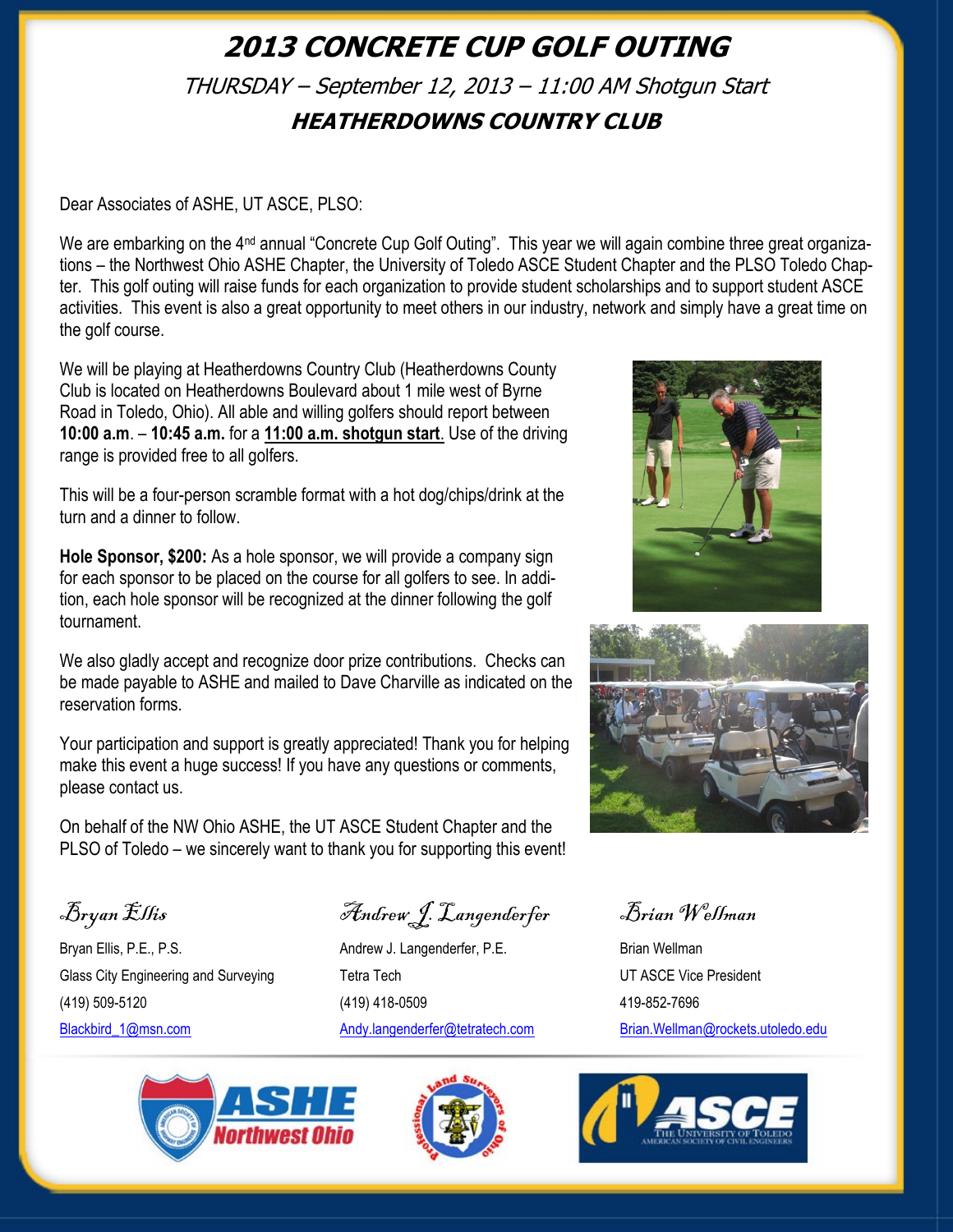# 2013 CONCRETE CUP GOLF OUTING

*THURSDAY – September 12, 2013 – 11:00 AM Shotgun Start*

### HEATHERDOWNS COUNTRY CLUB

Dear Associates of ASHE, UT ASCE, PLSO:

We are embarking on the 4[nd] annual "Concrete Cup Golf Outing". This year we will again combine three great organizations – the Northwest Ohio ASHE Chapter, the University of Toledo ASCE Student Chapter and the PLSO Toledo Chapter. This golf outing will raise funds for each organization to provide student scholarships and to support student ASCE activities. This event is also a great opportunity to meet others in our industry, network and simply have a great time on the golf course.

We will be playing at Heatherdowns Country Club (Heatherdowns County Club is located on Heatherdowns Boulevard about 1 mile west of Byrne Road in Toledo, Ohio). All able and willing golfers should report between **10:00 a.m**. – **10:45 a.m.** for a **<u>11:00 a.m. shotgun start</u>**. Use of the driving range is provided free to all golfers.

This will be a four-person scramble format with a hot dog/chips/drink at the turn and a dinner to follow.

**Hole Sponsor, $200:** As a hole sponsor, we will provide a company sign for each sponsor to be placed on the course for all golfers to see. In addition, each hole sponsor will be recognized at the dinner following the golf tournament.

We also gladly accept and recognize door prize contributions. Checks can be made payable to ASHE and mailed to Dave Charville as indicated on the reservation forms.

Your participation and support is greatly appreciated! Thank you for helping make this event a huge success! If you have any questions or comments, please contact us.

On behalf of the NW Ohio ASHE, the UT ASCE Student Chapter and the PLSO of Toledo – we sincerely want to thank you for supporting this event!

*Bryan Ellis*

Bryan Ellis, P.E., P.S.
Glass City Engineering and Surveying
(419) 509-5120
Blackbird_1@msn.com

*Andrew J. Langenderfer*

Andrew J. Langenderfer, P.E.
Tetra Tech
(419) 418-0509
Andy.langenderfer@tetratech.com

*Brian Wellman*

Brian Wellman
UT ASCE Vice President
419-852-7696
Brian.Wellman@rockets.utoledo.edu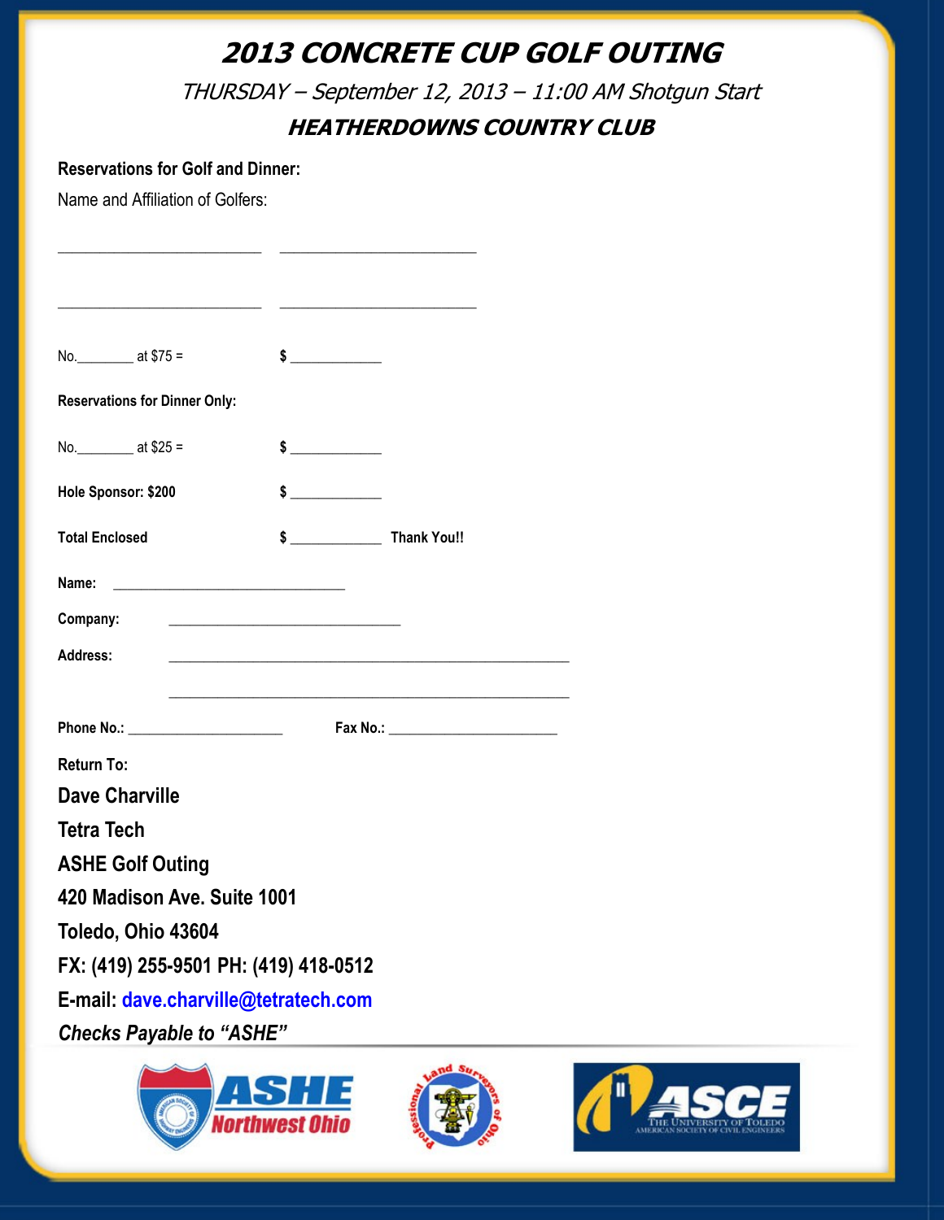# 2013 CONCRETE CUP GOLF OUTING

*THURSDAY – September 12, 2013 – 11:00 AM Shotgun Start*

## HEATHERDOWNS COUNTRY CLUB

**Reservations for Golf and Dinner:**

Name and Affiliation of Golfers:

_________________________ _________________________

_________________________ _________________________

No.________ at $75 = $ ____________

**Reservations for Dinner Only:**

No.________ at $25 = $ ____________

**Hole Sponsor: $200** $ ____________

**Total Enclosed** $ ____________ **Thank You!!**

**Name:** _______________________________

**Company:** _______________________________

**Address:** _____________________________________________________

_____________________________________________________

**Phone No.:** _____________________ **Fax No.:** _______________________

**Return To:**

**Dave Charville**

**Tetra Tech**

**ASHE Golf Outing**

**420 Madison Ave. Suite 1001**

**Toledo, Ohio 43604**

**FX: (419) 255-9501 PH: (419) 418-0512**

**E-mail: dave.charville@tetratech.com**

***Checks Payable to "ASHE"***

ASHE Northwest Ohio — Professional Land Surveyors of Ohio — ASCE The University of Toledo American Society of Civil Engineers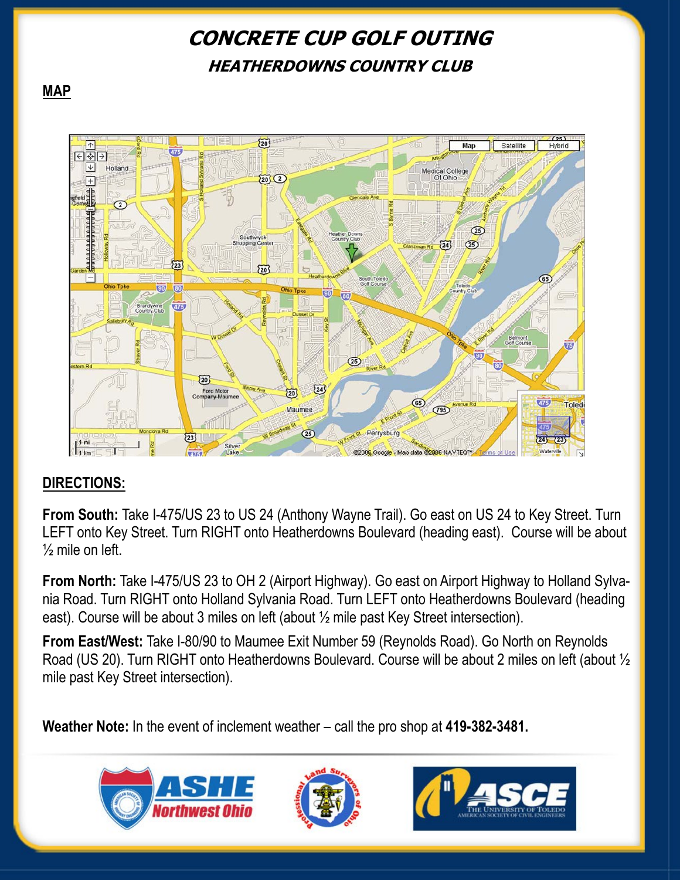# CONCRETE CUP GOLF OUTING

## HEATHERDOWNS COUNTRY CLUB

**MAP**

**DIRECTIONS:**

**From South:** Take I-475/US 23 to US 24 (Anthony Wayne Trail). Go east on US 24 to Key Street. Turn LEFT onto Key Street. Turn RIGHT onto Heatherdowns Boulevard (heading east). Course will be about ½ mile on left.

**From North:** Take I-475/US 23 to OH 2 (Airport Highway). Go east on Airport Highway to Holland Sylvania Road. Turn RIGHT onto Holland Sylvania Road. Turn LEFT onto Heatherdowns Boulevard (heading east). Course will be about 3 miles on left (about ½ mile past Key Street intersection).

**From East/West:** Take I-80/90 to Maumee Exit Number 59 (Reynolds Road). Go North on Reynolds Road (US 20). Turn RIGHT onto Heatherdowns Boulevard. Course will be about 2 miles on left (about ½ mile past Key Street intersection).

**Weather Note:** In the event of inclement weather – call the pro shop at **419-382-3481.**